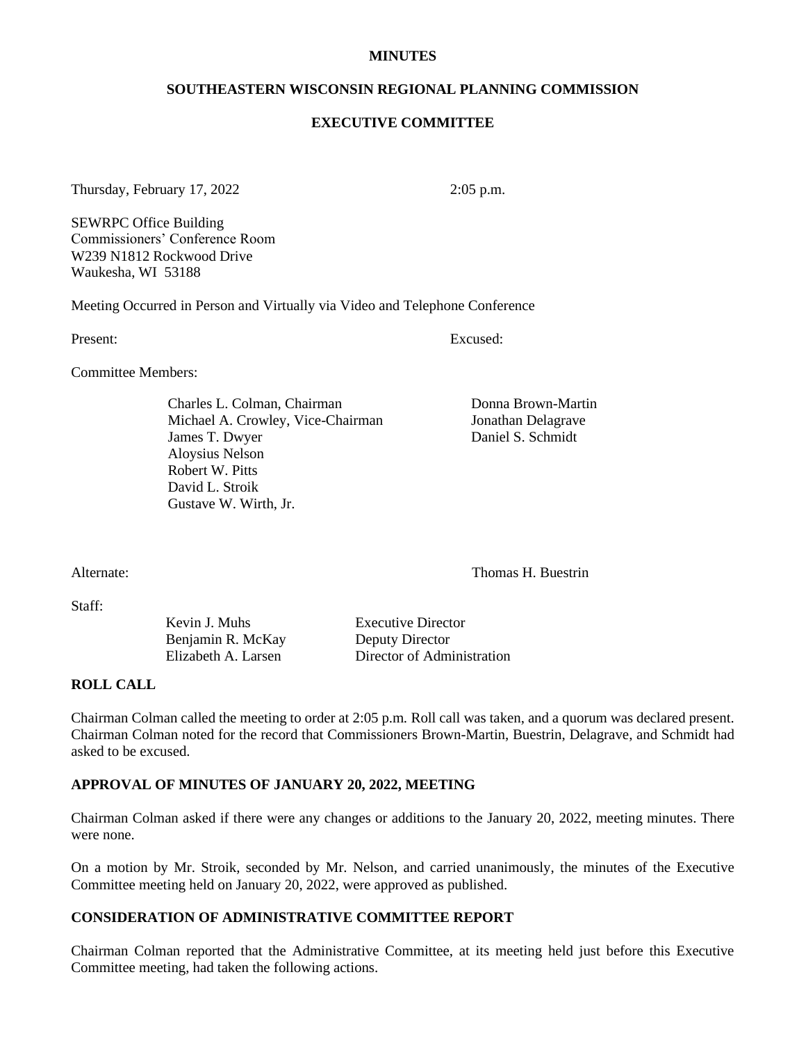**MINUTES**

**SOUTHEASTERN WISCONSIN REGIONAL PLANNING COMMISSION**

**EXECUTIVE COMMITTEE**

Thursday, February 17, 2022 2:05 p.m.

SEWRPC Office Building
Commissioners' Conference Room
W239 N1812 Rockwood Drive
Waukesha, WI 53188

Meeting Occurred in Person and Virtually via Video and Telephone Conference

| Present: | Excused: |
|---|---|
| Committee Members: | |
| Charles L. Colman, Chairman | Donna Brown-Martin |
| Michael A. Crowley, Vice-Chairman | Jonathan Delagrave |
| James T. Dwyer | Daniel S. Schmidt |
| Aloysius Nelson | |
| Robert W. Pitts | |
| David L. Stroik | |
| Gustave W. Wirth, Jr. | |
| Alternate: | Thomas H. Buestrin |

Staff:

| | |
|---|---|
| Kevin J. Muhs | Executive Director |
| Benjamin R. McKay | Deputy Director |
| Elizabeth A. Larsen | Director of Administration |

## ROLL CALL

Chairman Colman called the meeting to order at 2:05 p.m. Roll call was taken, and a quorum was declared present. Chairman Colman noted for the record that Commissioners Brown-Martin, Buestrin, Delagrave, and Schmidt had asked to be excused.

## APPROVAL OF MINUTES OF JANUARY 20, 2022, MEETING

Chairman Colman asked if there were any changes or additions to the January 20, 2022, meeting minutes. There were none.

On a motion by Mr. Stroik, seconded by Mr. Nelson, and carried unanimously, the minutes of the Executive Committee meeting held on January 20, 2022, were approved as published.

## CONSIDERATION OF ADMINISTRATIVE COMMITTEE REPORT

Chairman Colman reported that the Administrative Committee, at its meeting held just before this Executive Committee meeting, had taken the following actions.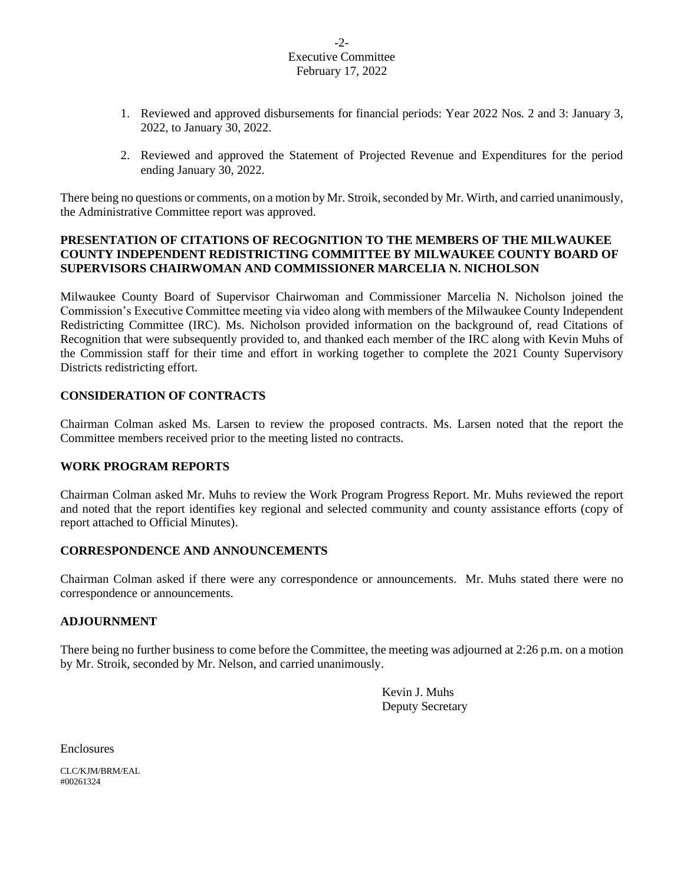1. Reviewed and approved disbursements for financial periods: Year 2022 Nos. 2 and 3: January 3, 2022, to January 30, 2022.

2. Reviewed and approved the Statement of Projected Revenue and Expenditures for the period ending January 30, 2022.

There being no questions or comments, on a motion by Mr. Stroik, seconded by Mr. Wirth, and carried unanimously, the Administrative Committee report was approved.

**PRESENTATION OF CITATIONS OF RECOGNITION TO THE MEMBERS OF THE MILWAUKEE COUNTY INDEPENDENT REDISTRICTING COMMITTEE BY MILWAUKEE COUNTY BOARD OF SUPERVISORS CHAIRWOMAN AND COMMISSIONER MARCELIA N. NICHOLSON**

Milwaukee County Board of Supervisor Chairwoman and Commissioner Marcelia N. Nicholson joined the Commission's Executive Committee meeting via video along with members of the Milwaukee County Independent Redistricting Committee (IRC). Ms. Nicholson provided information on the background of, read Citations of Recognition that were subsequently provided to, and thanked each member of the IRC along with Kevin Muhs of the Commission staff for their time and effort in working together to complete the 2021 County Supervisory Districts redistricting effort.

**CONSIDERATION OF CONTRACTS**

Chairman Colman asked Ms. Larsen to review the proposed contracts. Ms. Larsen noted that the report the Committee members received prior to the meeting listed no contracts.

**WORK PROGRAM REPORTS**

Chairman Colman asked Mr. Muhs to review the Work Program Progress Report. Mr. Muhs reviewed the report and noted that the report identifies key regional and selected community and county assistance efforts (copy of report attached to Official Minutes).

**CORRESPONDENCE AND ANNOUNCEMENTS**

Chairman Colman asked if there were any correspondence or announcements. Mr. Muhs stated there were no correspondence or announcements.

**ADJOURNMENT**

There being no further business to come before the Committee, the meeting was adjourned at 2:26 p.m. on a motion by Mr. Stroik, seconded by Mr. Nelson, and carried unanimously.

Kevin J. Muhs
Deputy Secretary

Enclosures

CLC/KJM/BRM/EAL
#00261324